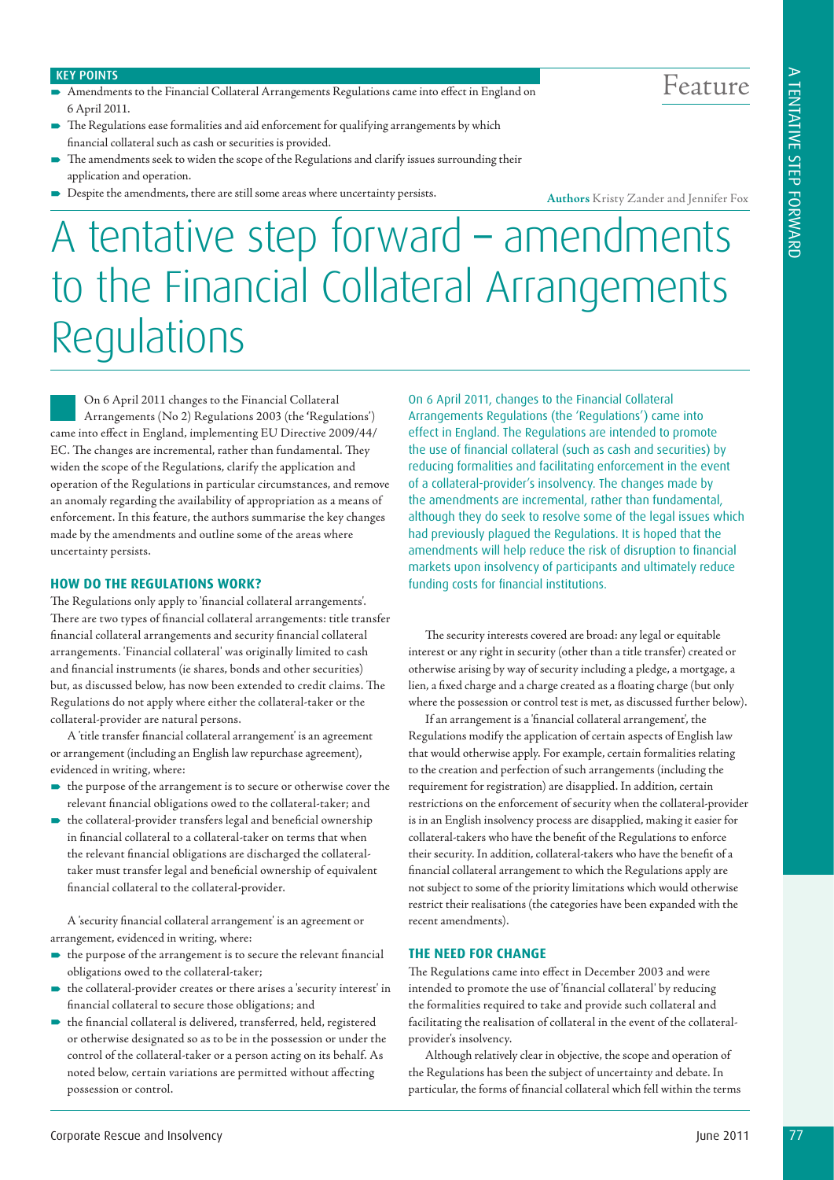**KEY POINTS**

- Amendments to the Financial Collateral Arrangements Regulations came into effect in England on 6 April 2011.
- The Regulations ease formalities and aid enforcement for qualifying arrangements by which financial collateral such as cash or securities is provided.
- The amendments seek to widen the scope of the Regulations and clarify issues surrounding their application and operation.
- Despite the amendments, there are still some areas where uncertainty persists.

Feature

**Authors** Kristy Zander and Jennifer Fox

# A tentative step forward – amendments to the Financial Collateral Arrangements Regulations

On 6 April 2011 changes to the Financial Collateral Arrangements (No 2) Regulations 2003 (the 'Regulations') came into effect in England, implementing EU Directive 2009/44/EC. The changes are incremental, rather than fundamental. They widen the scope of the Regulations, clarify the application and operation of the Regulations in particular circumstances, and remove an anomaly regarding the availability of appropriation as a means of enforcement. In this feature, the authors summarise the key changes made by the amendments and outline some of the areas where uncertainty persists.

On 6 April 2011, changes to the Financial Collateral Arrangements Regulations (the 'Regulations') came into effect in England. The Regulations are intended to promote the use of financial collateral (such as cash and securities) by reducing formalities and facilitating enforcement in the event of a collateral-provider's insolvency. The changes made by the amendments are incremental, rather than fundamental, although they do seek to resolve some of the legal issues which had previously plagued the Regulations. It is hoped that the amendments will help reduce the risk of disruption to financial markets upon insolvency of participants and ultimately reduce funding costs for financial institutions.

## HOW DO THE REGULATIONS WORK?

The Regulations only apply to 'financial collateral arrangements'. There are two types of financial collateral arrangements: title transfer financial collateral arrangements and security financial collateral arrangements. 'Financial collateral' was originally limited to cash and financial instruments (ie shares, bonds and other securities) but, as discussed below, has now been extended to credit claims. The Regulations do not apply where either the collateral-taker or the collateral-provider are natural persons.

A 'title transfer financial collateral arrangement' is an agreement or arrangement (including an English law repurchase agreement), evidenced in writing, where:

- the purpose of the arrangement is to secure or otherwise cover the relevant financial obligations owed to the collateral-taker; and
- the collateral-provider transfers legal and beneficial ownership in financial collateral to a collateral-taker on terms that when the relevant financial obligations are discharged the collateral-taker must transfer legal and beneficial ownership of equivalent financial collateral to the collateral-provider.

A 'security financial collateral arrangement' is an agreement or arrangement, evidenced in writing, where:

- the purpose of the arrangement is to secure the relevant financial obligations owed to the collateral-taker;
- the collateral-provider creates or there arises a 'security interest' in financial collateral to secure those obligations; and
- the financial collateral is delivered, transferred, held, registered or otherwise designated so as to be in the possession or under the control of the collateral-taker or a person acting on its behalf. As noted below, certain variations are permitted without affecting possession or control.

The security interests covered are broad: any legal or equitable interest or any right in security (other than a title transfer) created or otherwise arising by way of security including a pledge, a mortgage, a lien, a fixed charge and a charge created as a floating charge (but only where the possession or control test is met, as discussed further below).

If an arrangement is a 'financial collateral arrangement', the Regulations modify the application of certain aspects of English law that would otherwise apply. For example, certain formalities relating to the creation and perfection of such arrangements (including the requirement for registration) are disapplied. In addition, certain restrictions on the enforcement of security when the collateral-provider is in an English insolvency process are disapplied, making it easier for collateral-takers who have the benefit of the Regulations to enforce their security. In addition, collateral-takers who have the benefit of a financial collateral arrangement to which the Regulations apply are not subject to some of the priority limitations which would otherwise restrict their realisations (the categories have been expanded with the recent amendments).

## THE NEED FOR CHANGE

The Regulations came into effect in December 2003 and were intended to promote the use of 'financial collateral' by reducing the formalities required to take and provide such collateral and facilitating the realisation of collateral in the event of the collateral-provider's insolvency.

Although relatively clear in objective, the scope and operation of the Regulations has been the subject of uncertainty and debate. In particular, the forms of financial collateral which fell within the terms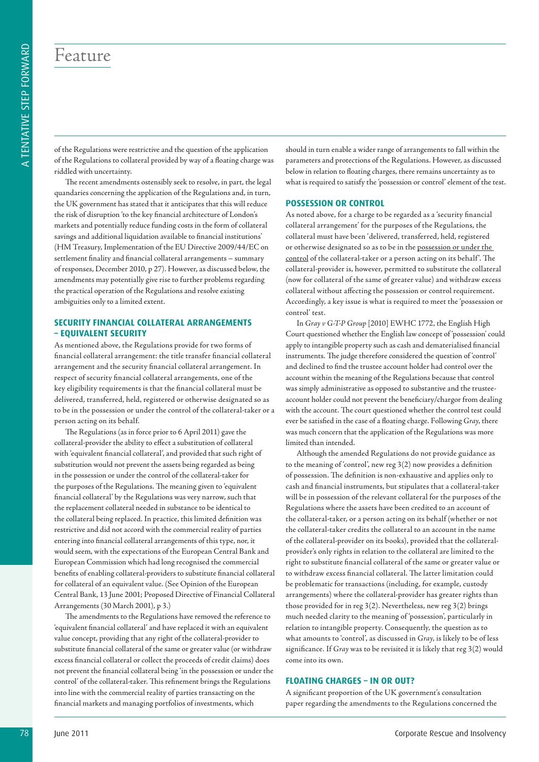of the Regulations were restrictive and the question of the application of the Regulations to collateral provided by way of a floating charge was riddled with uncertainty.

The recent amendments ostensibly seek to resolve, in part, the legal quandaries concerning the application of the Regulations and, in turn, the UK government has stated that it anticipates that this will reduce the risk of disruption 'to the key financial architecture of London's markets and potentially reduce funding costs in the form of collateral savings and additional liquidation available to financial institutions' (HM Treasury, Implementation of the EU Directive 2009/44/EC on settlement finality and financial collateral arrangements – summary of responses, December 2010, p 27). However, as discussed below, the amendments may potentially give rise to further problems regarding the practical operation of the Regulations and resolve existing ambiguities only to a limited extent.

## SECURITY FINANCIAL COLLATERAL ARRANGEMENTS – EQUIVALENT SECURITY

As mentioned above, the Regulations provide for two forms of financial collateral arrangement: the title transfer financial collateral arrangement and the security financial collateral arrangement. In respect of security financial collateral arrangements, one of the key eligibility requirements is that the financial collateral must be delivered, transferred, held, registered or otherwise designated so as to be in the possession or under the control of the collateral-taker or a person acting on its behalf.

The Regulations (as in force prior to 6 April 2011) gave the collateral-provider the ability to effect a substitution of collateral with 'equivalent financial collateral', and provided that such right of substitution would not prevent the assets being regarded as being in the possession or under the control of the collateral-taker for the purposes of the Regulations. The meaning given to 'equivalent financial collateral' by the Regulations was very narrow, such that the replacement collateral needed in substance to be identical to the collateral being replaced. In practice, this limited definition was restrictive and did not accord with the commercial reality of parties entering into financial collateral arrangements of this type, nor, it would seem, with the expectations of the European Central Bank and European Commission which had long recognised the commercial benefits of enabling collateral-providers to substitute financial collateral for collateral of an equivalent value. (See Opinion of the European Central Bank, 13 June 2001; Proposed Directive of Financial Collateral Arrangements (30 March 2001), p 3.)

The amendments to the Regulations have removed the reference to 'equivalent financial collateral' and have replaced it with an equivalent value concept, providing that any right of the collateral-provider to substitute financial collateral of the same or greater value (or withdraw excess financial collateral or collect the proceeds of credit claims) does not prevent the financial collateral being 'in the possession or under the control' of the collateral-taker. This refinement brings the Regulations into line with the commercial reality of parties transacting on the financial markets and managing portfolios of investments, which should in turn enable a wider range of arrangements to fall within the parameters and protections of the Regulations. However, as discussed below in relation to floating charges, there remains uncertainty as to what is required to satisfy the 'possession or control' element of the test.

## POSSESSION OR CONTROL

As noted above, for a charge to be regarded as a 'security financial collateral arrangement' for the purposes of the Regulations, the collateral must have been 'delivered, transferred, held, registered or otherwise designated so as to be in the possession or under the control of the collateral-taker or a person acting on its behalf'. The collateral-provider is, however, permitted to substitute the collateral (now for collateral of the same of greater value) and withdraw excess collateral without affecting the possession or control requirement. Accordingly, a key issue is what is required to meet the 'possession or control' test.

In *Gray v G-T-P Group* [2010] EWHC 1772, the English High Court questioned whether the English law concept of 'possession' could apply to intangible property such as cash and dematerialised financial instruments. The judge therefore considered the question of 'control' and declined to find the trustee account holder had control over the account within the meaning of the Regulations because that control was simply administrative as opposed to substantive and the trustee-account holder could not prevent the beneficiary/chargor from dealing with the account. The court questioned whether the control test could ever be satisfied in the case of a floating charge. Following *Gray*, there was much concern that the application of the Regulations was more limited than intended.

Although the amended Regulations do not provide guidance as to the meaning of 'control', new reg 3(2) now provides a definition of possession. The definition is non-exhaustive and applies only to cash and financial instruments, but stipulates that a collateral-taker will be in possession of the relevant collateral for the purposes of the Regulations where the assets have been credited to an account of the collateral-taker, or a person acting on its behalf (whether or not the collateral-taker credits the collateral to an account in the name of the collateral-provider on its books), provided that the collateral-provider's only rights in relation to the collateral are limited to the right to substitute financial collateral of the same or greater value or to withdraw excess financial collateral. The latter limitation could be problematic for transactions (including, for example, custody arrangements) where the collateral-provider has greater rights than those provided for in reg 3(2). Nevertheless, new reg 3(2) brings much needed clarity to the meaning of 'possession', particularly in relation to intangible property. Consequently, the question as to what amounts to 'control', as discussed in *Gray*, is likely to be of less significance. If *Gray* was to be revisited it is likely that reg 3(2) would come into its own.

## FLOATING CHARGES – IN OR OUT?

A significant proportion of the UK government's consultation paper regarding the amendments to the Regulations concerned the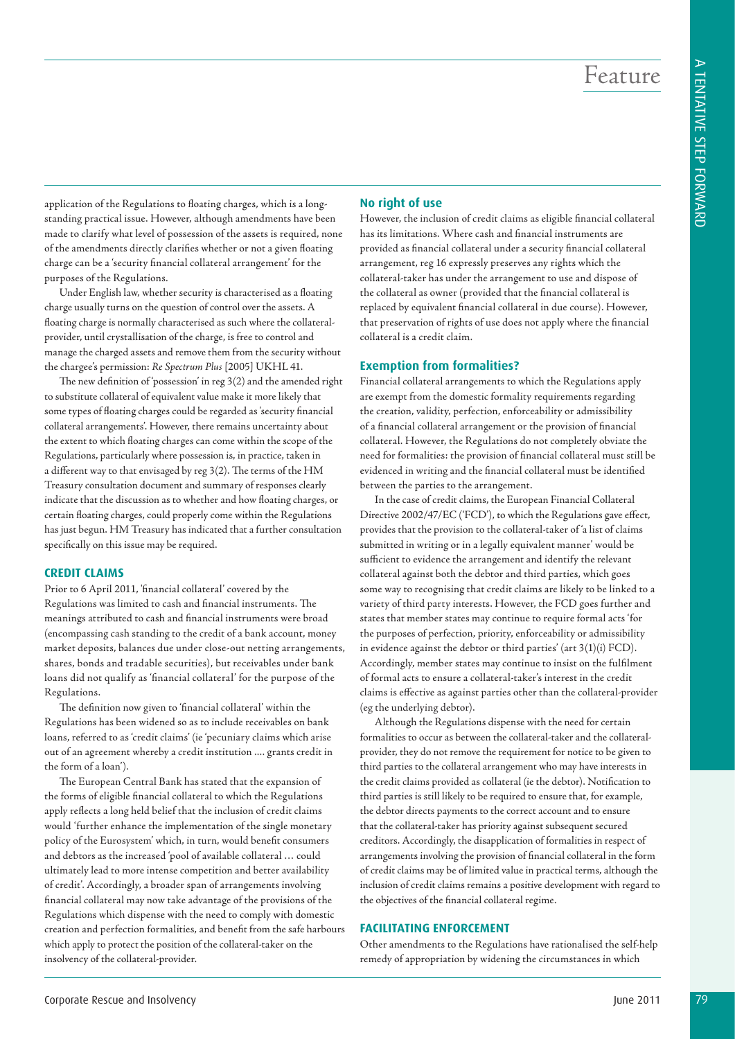application of the Regulations to floating charges, which is a long-standing practical issue. However, although amendments have been made to clarify what level of possession of the assets is required, none of the amendments directly clarifies whether or not a given floating charge can be a 'security financial collateral arrangement' for the purposes of the Regulations.

Under English law, whether security is characterised as a floating charge usually turns on the question of control over the assets. A floating charge is normally characterised as such where the collateral-provider, until crystallisation of the charge, is free to control and manage the charged assets and remove them from the security without the chargee's permission: *Re Spectrum Plus* [2005] UKHL 41.

The new definition of 'possession' in reg 3(2) and the amended right to substitute collateral of equivalent value make it more likely that some types of floating charges could be regarded as 'security financial collateral arrangements'. However, there remains uncertainty about the extent to which floating charges can come within the scope of the Regulations, particularly where possession is, in practice, taken in a different way to that envisaged by reg 3(2). The terms of the HM Treasury consultation document and summary of responses clearly indicate that the discussion as to whether and how floating charges, or certain floating charges, could properly come within the Regulations has just begun. HM Treasury has indicated that a further consultation specifically on this issue may be required.

## CREDIT CLAIMS

Prior to 6 April 2011, 'financial collateral' covered by the Regulations was limited to cash and financial instruments. The meanings attributed to cash and financial instruments were broad (encompassing cash standing to the credit of a bank account, money market deposits, balances due under close-out netting arrangements, shares, bonds and tradable securities), but receivables under bank loans did not qualify as 'financial collateral' for the purpose of the Regulations.

The definition now given to 'financial collateral' within the Regulations has been widened so as to include receivables on bank loans, referred to as 'credit claims' (ie 'pecuniary claims which arise out of an agreement whereby a credit institution .... grants credit in the form of a loan').

The European Central Bank has stated that the expansion of the forms of eligible financial collateral to which the Regulations apply reflects a long held belief that the inclusion of credit claims would 'further enhance the implementation of the single monetary policy of the Eurosystem' which, in turn, would benefit consumers and debtors as the increased 'pool of available collateral … could ultimately lead to more intense competition and better availability of credit'. Accordingly, a broader span of arrangements involving financial collateral may now take advantage of the provisions of the Regulations which dispense with the need to comply with domestic creation and perfection formalities, and benefit from the safe harbours which apply to protect the position of the collateral-taker on the insolvency of the collateral-provider.

### No right of use

However, the inclusion of credit claims as eligible financial collateral has its limitations. Where cash and financial instruments are provided as financial collateral under a security financial collateral arrangement, reg 16 expressly preserves any rights which the collateral-taker has under the arrangement to use and dispose of the collateral as owner (provided that the financial collateral is replaced by equivalent financial collateral in due course). However, that preservation of rights of use does not apply where the financial collateral is a credit claim.

### Exemption from formalities?

Financial collateral arrangements to which the Regulations apply are exempt from the domestic formality requirements regarding the creation, validity, perfection, enforceability or admissibility of a financial collateral arrangement or the provision of financial collateral. However, the Regulations do not completely obviate the need for formalities: the provision of financial collateral must still be evidenced in writing and the financial collateral must be identified between the parties to the arrangement.

In the case of credit claims, the European Financial Collateral Directive 2002/47/EC ('FCD'), to which the Regulations gave effect, provides that the provision to the collateral-taker of 'a list of claims submitted in writing or in a legally equivalent manner' would be sufficient to evidence the arrangement and identify the relevant collateral against both the debtor and third parties, which goes some way to recognising that credit claims are likely to be linked to a variety of third party interests. However, the FCD goes further and states that member states may continue to require formal acts 'for the purposes of perfection, priority, enforceability or admissibility in evidence against the debtor or third parties' (art 3(1)(i) FCD). Accordingly, member states may continue to insist on the fulfilment of formal acts to ensure a collateral-taker's interest in the credit claims is effective as against parties other than the collateral-provider (eg the underlying debtor).

Although the Regulations dispense with the need for certain formalities to occur as between the collateral-taker and the collateral-provider, they do not remove the requirement for notice to be given to third parties to the collateral arrangement who may have interests in the credit claims provided as collateral (ie the debtor). Notification to third parties is still likely to be required to ensure that, for example, the debtor directs payments to the correct account and to ensure that the collateral-taker has priority against subsequent secured creditors. Accordingly, the disapplication of formalities in respect of arrangements involving the provision of financial collateral in the form of credit claims may be of limited value in practical terms, although the inclusion of credit claims remains a positive development with regard to the objectives of the financial collateral regime.

## FACILITATING ENFORCEMENT

Other amendments to the Regulations have rationalised the self-help remedy of appropriation by widening the circumstances in which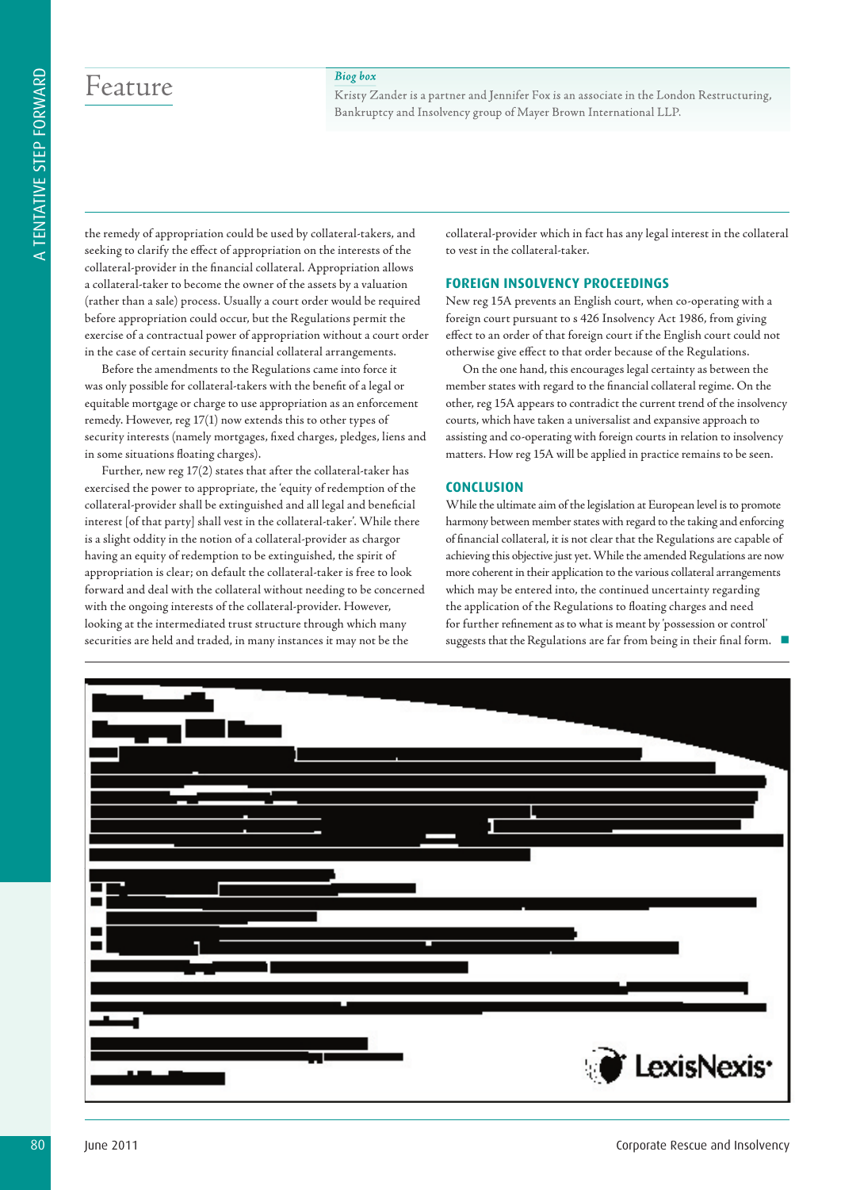**Biog box**

Kristy Zander is a partner and Jennifer Fox is an associate in the London Restructuring, Bankruptcy and Insolvency group of Mayer Brown International LLP.

the remedy of appropriation could be used by collateral-takers, and seeking to clarify the effect of appropriation on the interests of the collateral-provider in the financial collateral. Appropriation allows a collateral-taker to become the owner of the assets by a valuation (rather than a sale) process. Usually a court order would be required before appropriation could occur, but the Regulations permit the exercise of a contractual power of appropriation without a court order in the case of certain security financial collateral arrangements.

Before the amendments to the Regulations came into force it was only possible for collateral-takers with the benefit of a legal or equitable mortgage or charge to use appropriation as an enforcement remedy. However, reg 17(1) now extends this to other types of security interests (namely mortgages, fixed charges, pledges, liens and in some situations floating charges).

Further, new reg 17(2) states that after the collateral-taker has exercised the power to appropriate, the 'equity of redemption of the collateral-provider shall be extinguished and all legal and beneficial interest [of that party] shall vest in the collateral-taker'. While there is a slight oddity in the notion of a collateral-provider as chargor having an equity of redemption to be extinguished, the spirit of appropriation is clear; on default the collateral-taker is free to look forward and deal with the collateral without needing to be concerned with the ongoing interests of the collateral-provider. However, looking at the intermediated trust structure through which many securities are held and traded, in many instances it may not be the collateral-provider which in fact has any legal interest in the collateral to vest in the collateral-taker.

## FOREIGN INSOLVENCY PROCEEDINGS

New reg 15A prevents an English court, when co-operating with a foreign court pursuant to s 426 Insolvency Act 1986, from giving effect to an order of that foreign court if the English court could not otherwise give effect to that order because of the Regulations.

On the one hand, this encourages legal certainty as between the member states with regard to the financial collateral regime. On the other, reg 15A appears to contradict the current trend of the insolvency courts, which have taken a universalist and expansive approach to assisting and co-operating with foreign courts in relation to insolvency matters. How reg 15A will be applied in practice remains to be seen.

## CONCLUSION

While the ultimate aim of the legislation at European level is to promote harmony between member states with regard to the taking and enforcing of financial collateral, it is not clear that the Regulations are capable of achieving this objective just yet. While the amended Regulations are now more coherent in their application to the various collateral arrangements which may be entered into, the continued uncertainty regarding the application of the Regulations to floating charges and need for further refinement as to what is meant by 'possession or control' suggests that the Regulations are far from being in their final form. ■